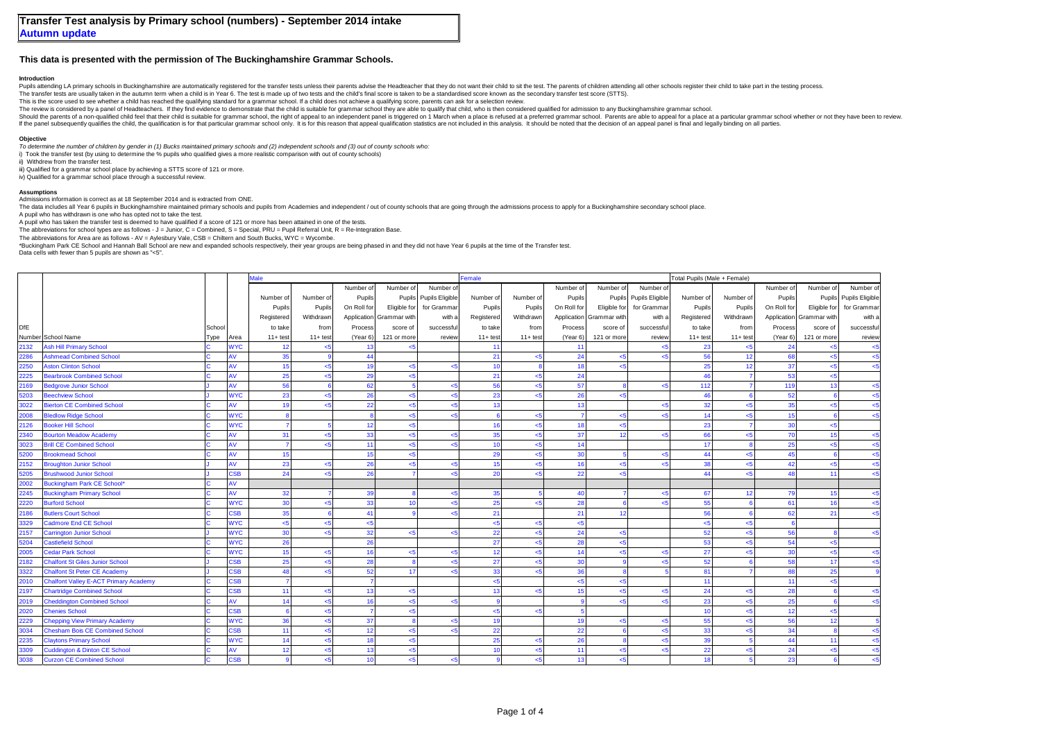# Transfer Test analysis by Primary school (numbers) - September 2014 intake

## Autumn update

### This data is presented with the permission of The Buckinghamshire Grammar Schools.

#### Introduction

Pupils attending LA primary schools in Buckinghamshire are automatically registered for the transfer tests unless their parents advise the Headteacher that they do not want their child to sit the test. The parents of children attending all other schools register their child to take part in the testing process.
The transfer tests are usually taken in the autumn term when a child is in Year 6. The test is made up of two tests and the child's final score is taken to be a standardised score known as the secondary transfer test score (STTS).
This is the score used to see whether a child has reached the qualifying standard for a grammar school. If a child does not achieve a qualifying score, parents can ask for a selection review.
The review is considered by a panel of Headteachers. If they find evidence to demonstrate that the child is suitable for grammar school they are able to qualify that child, who is then considered qualified for admission to any Buckinghamshire grammar school.
Should the parents of a non-qualified child feel that their child is suitable for grammar school, the right of appeal to an independent panel is triggered on 1 March when a place is refused at a preferred grammar school. Parents are able to appeal for a place at a particular grammar school whether or not they have been to review.
If the panel subsequently qualifies the child, the qualification is for that particular grammar school only. It is for this reason that appeal qualification statistics are not included in this analysis. It should be noted that the decision of an appeal panel is final and legally binding on all parties.

#### Objective

*To determine the number of children by gender in (1) Bucks maintained primary schools and (2) independent schools and (3) out of county schools who:*

i) Took the transfer test (by using to determine the % pupils who qualified gives a more realistic comparison with out of county schools)
ii) Withdrew from the transfer test.
iii) Qualified for a grammar school place by achieving a STTS score of 121 or more.
iv) Qualified for a grammar school place through a successful review.

#### Assumptions

Admissions information is correct as at 18 September 2014 and is extracted from ONE.
The data includes all Year 6 pupils in Buckinghamshire maintained primary schools and pupils from Academies and independent / out of county schools that are going through the admissions process to apply for a Buckinghamshire secondary school place.
A pupil who has withdrawn is one who has opted not to take the test.
A pupil who has taken the transfer test is deemed to have qualified if a score of 121 or more has been attained in one of the tests.
The abbreviations for school types are as follows - J = Junior, C = Combined, S = Special, PRU = Pupil Referral Unit, R = Re-Integration Base.
The abbreviations for Area are as follows - AV = Aylesbury Vale, CSB = Chiltern and South Bucks, WYC = Wycombe.
*Buckingham Park CE School and Hannah Ball School are new and expanded schools respectively, their year groups are being phased in and they did not have Year 6 pupils at the time of the Transfer test.
Data cells with fewer than 5 pupils are shown as "<5".

| | | | | Male | | | | | Female | | | | | Total Pupils (Male + Female) | | | | |
|---|---|---|---|---|---|---|---|---|---|---|---|---|---|---|---|---|---|---|
| DfE Number | School Name | School Type | Area | Number of Pupils Registered to take 11+ test | Number of Pupils Withdrawn from 11+ test | Number of Pupils On Roll for Application Process (Year 6) | Number of Pupils Eligible for Grammar with score of 121 or more | Number of Pupils Eligible for Grammar with a successful review | Number of Pupils Registered to take 11+ test | Number of Pupils Withdrawn from 11+ test | Number of Pupils On Roll for Application Process (Year 6) | Number of Pupils Eligible for Grammar with score of 121 or more | Number of Pupils Eligible for Grammar with a successful review | Number of Pupils Registered to take 11+ test | Number of Pupils Withdrawn from 11+ test | Number of Pupils On Roll for Application Process (Year 6) | Number of Pupils Eligible for Grammar with score of 121 or more | Number of Pupils Eligible for Grammar with a successful review |
| 2132 | Ash Hill Primary School | C | WYC | 12 | <5 | 13 | <5 | | 11 | | 11 | | <5 | 23 | <5 | 24 | <5 | <5 |
| 2286 | Ashmead Combined School | C | AV | 35 | 9 | 44 | | | 21 | <5 | 24 | <5 | <5 | 56 | 12 | 68 | <5 | <5 |
| 2250 | Aston Clinton School | C | AV | 15 | <5 | 19 | <5 | <5 | 10 | 8 | 18 | <5 | | 25 | 12 | 37 | <5 | <5 |
| 2225 | Bearbrook Combined School | C | AV | 25 | <5 | 29 | <5 | | 21 | <5 | 24 | | | 46 | 7 | 53 | <5 | |
| 2169 | Bedgrove Junior School | J | AV | 56 | 6 | 62 | 5 | <5 | 56 | <5 | 57 | 8 | <5 | 112 | 7 | 119 | 13 | <5 |
| 5203 | Beechview School | J | WYC | 23 | <5 | 26 | <5 | <5 | 23 | <5 | 26 | <5 | | 46 | 6 | 52 | 6 | <5 |
| 3022 | Bierton CE Combined School | C | AV | 19 | <5 | 22 | <5 | <5 | 13 | | 13 | | <5 | 32 | <5 | 35 | <5 | <5 |
| 2008 | Bledlow Ridge School | C | WYC | 8 | | 8 | <5 | <5 | 6 | <5 | 7 | <5 | <5 | 14 | <5 | 15 | 6 | <5 |
| 2126 | Booker Hill School | C | WYC | 7 | 5 | 12 | <5 | | 16 | <5 | 18 | <5 | | 23 | 7 | 30 | <5 | |
| 2340 | Bourton Meadow Academy | C | AV | 31 | <5 | 33 | <5 | <5 | 35 | <5 | 37 | 12 | <5 | 66 | <5 | 70 | 15 | <5 |
| 3023 | Brill CE Combined School | C | AV | 7 | <5 | 11 | <5 | <5 | 10 | <5 | 14 | | | 17 | 8 | 25 | <5 | <5 |
| 5200 | Brookmead School | C | AV | 15 | | 15 | <5 | | 29 | <5 | 30 | 5 | <5 | 44 | <5 | 45 | 6 | <5 |
| 2152 | Broughton Junior School | J | AV | 23 | <5 | 26 | <5 | <5 | 15 | <5 | 16 | <5 | <5 | 38 | <5 | 42 | <5 | <5 |
| 5205 | Brushwood Junior School | J | CSB | 24 | <5 | 26 | 7 | <5 | 20 | <5 | 22 | <5 | | 44 | <5 | 48 | 11 | <5 |
| 2002 | Buckingham Park CE School* | C | AV | | | | | | | | | | | | | | | |
| 2245 | Buckingham Primary School | C | AV | 32 | 7 | 39 | 8 | <5 | 35 | 5 | 40 | 7 | <5 | 67 | 12 | 79 | 15 | <5 |
| 2220 | Burford School | C | WYC | 30 | <5 | 33 | 10 | <5 | 25 | <5 | 28 | 6 | <5 | 55 | 6 | 61 | 16 | <5 |
| 2186 | Butlers Court School | C | CSB | 35 | 6 | 41 | 9 | <5 | 21 | | 21 | 12 | | 56 | 6 | 62 | 21 | <5 |
| 3329 | Cadmore End CE School | C | WYC | <5 | <5 | <5 | | | <5 | <5 | <5 | | | <5 | <5 | 6 | | |
| 2157 | Carrington Junior School | J | WYC | 30 | <5 | 32 | <5 | <5 | 22 | <5 | 24 | <5 | | 52 | <5 | 56 | 8 | <5 |
| 5204 | Castlefield School | C | WYC | 26 | | 26 | | | 27 | <5 | 28 | <5 | | 53 | <5 | 54 | <5 | |
| 2005 | Cedar Park School | C | WYC | 15 | <5 | 16 | <5 | <5 | 12 | <5 | 14 | <5 | <5 | 27 | <5 | 30 | <5 | <5 |
| 2182 | Chalfont St Giles Junior School | J | CSB | 25 | <5 | 28 | 8 | <5 | 27 | <5 | 30 | 9 | <5 | 52 | 6 | 58 | 17 | <5 |
| 3322 | Chalfont St Peter CE Academy | J | CSB | 48 | <5 | 52 | 17 | <5 | 33 | <5 | 36 | 8 | 5 | 81 | 7 | 88 | 25 | 9 |
| 2010 | Chalfont Valley E-ACT Primary Academy | C | CSB | 7 | | 7 | | | <5 | | <5 | <5 | | 11 | | 11 | <5 | |
| 2197 | Chartridge Combined School | C | CSB | 11 | <5 | 13 | <5 | | 13 | <5 | 15 | <5 | <5 | 24 | <5 | 28 | 6 | <5 |
| 2019 | Cheddington Combined School | C | AV | 14 | <5 | 16 | <5 | <5 | 9 | | 9 | <5 | <5 | 23 | <5 | 25 | 6 | <5 |
| 2020 | Chenies School | C | CSB | 6 | <5 | 7 | <5 | | <5 | <5 | 5 | | | 10 | <5 | 12 | <5 | |
| 2229 | Chepping View Primary Academy | C | WYC | 36 | <5 | 37 | 8 | <5 | 19 | | 19 | <5 | <5 | 55 | <5 | 56 | 12 | 5 |
| 3034 | Chesham Bois CE Combined School | C | CSB | 11 | <5 | 12 | <5 | <5 | 22 | | 22 | 6 | <5 | 33 | <5 | 34 | 8 | <5 |
| 2235 | Claytons Primary School | C | WYC | 14 | <5 | 18 | <5 | | 25 | <5 | 26 | 8 | <5 | 39 | 5 | 44 | 11 | <5 |
| 3309 | Cuddington & Dinton CE School | C | AV | 12 | <5 | 13 | <5 | | 10 | <5 | 11 | <5 | <5 | 22 | <5 | 24 | <5 | <5 |
| 3038 | Curzon CE Combined School | C | CSB | 9 | <5 | 10 | <5 | <5 | 9 | <5 | 13 | <5 | | 18 | 5 | 23 | 6 | <5 |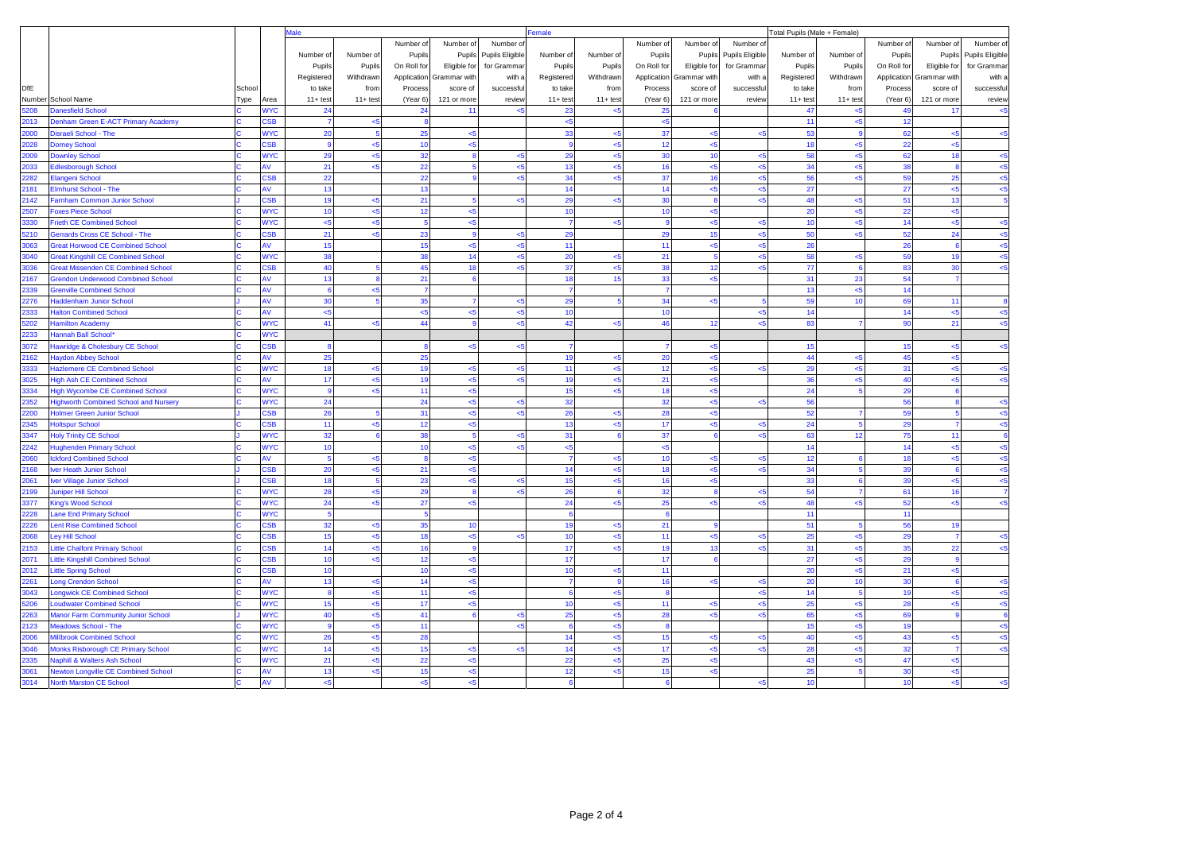| DfE Number | School Name | School Type | Area | Male | | | | | Female | | | | | Total Pupils (Male + Female) | | | | |
|---|---|---|---|---|---|---|---|---|---|---|---|---|---|---|---|---|---|---|
| | | | | Number of Pupils Registered to take 11+ test | Number of Pupils Withdrawn from 11+ test | Number of Pupils On Roll for Application Process (Year 6) | Number of Pupils Eligible for Grammar with score of 121 or more | Number of Pupils Eligible for Grammar with a successful review | Number of Pupils Registered to take 11+ test | Number of Pupils Withdrawn from 11+ test | Number of Pupils On Roll for Application Process (Year 6) | Number of Pupils Eligible for Grammar with score of 121 or more | Number of Pupils Eligible for Grammar with a successful review | Number of Pupils Registered to take 11+ test | Number of Pupils Withdrawn from 11+ test | Number of Pupils On Roll for Application Process (Year 6) | Number of Pupils Eligible for Grammar with score of 121 or more | Number of Pupils Eligible for Grammar with a successful review |
| 5208 | Danesfield School | C | WYC | 24 | | 24 | 11 | <5 | 23 | <5 | 25 | 6 | | 47 | <5 | 49 | 17 | <5 |
| 2013 | Denham Green E-ACT Primary Academy | C | CSB | 7 | <5 | 8 | | | <5 | | <5 | | | 11 | <5 | 12 | | |
| 2000 | Disraeli School - The | C | WYC | 20 | 5 | 25 | <5 | | 33 | <5 | 37 | <5 | <5 | 53 | 9 | 62 | <5 | <5 |
| 2028 | Dorney School | C | CSB | 9 | <5 | 10 | <5 | | 9 | <5 | 12 | <5 | | 18 | <5 | 22 | <5 | |
| 2009 | Downley School | C | WYC | 29 | <5 | 32 | 8 | <5 | 29 | <5 | 30 | 10 | <5 | 58 | <5 | 62 | 18 | <5 |
| 2033 | Edlesborough School | C | AV | 21 | <5 | 22 | 5 | <5 | 13 | <5 | 16 | <5 | <5 | 34 | <5 | 38 | 8 | <5 |
| 2282 | Elangeni School | C | CSB | 22 | | 22 | 9 | <5 | 34 | <5 | 37 | 16 | <5 | 56 | <5 | 59 | 25 | <5 |
| 2181 | Elmhurst School - The | C | AV | 13 | | 13 | | | 14 | | 14 | <5 | <5 | 27 | | 27 | <5 | <5 |
| 2142 | Farnham Common Junior School | J | CSB | 19 | <5 | 21 | 5 | <5 | 29 | <5 | 30 | 8 | <5 | 48 | <5 | 51 | 13 | 5 |
| 2507 | Foxes Piece School | C | WYC | 10 | <5 | 12 | <5 | | 10 | | 10 | <5 | | 20 | <5 | 22 | <5 | |
| 3330 | Frieth CE Combined School | C | WYC | <5 | <5 | 5 | <5 | | 7 | <5 | 9 | <5 | <5 | 10 | <5 | 14 | <5 | <5 |
| 5210 | Gerrards Cross CE School - The | C | CSB | 21 | <5 | 23 | 9 | <5 | 29 | | 29 | 15 | <5 | 50 | <5 | 52 | 24 | <5 |
| 3063 | Great Horwood CE Combined School | C | AV | 15 | | 15 | <5 | <5 | 11 | | 11 | <5 | <5 | 26 | | 26 | 6 | <5 |
| 3040 | Great Kingshill CE Combined School | C | WYC | 38 | | 38 | 14 | <5 | 20 | <5 | 21 | 5 | <5 | 58 | <5 | 59 | 19 | <5 |
| 3036 | Great Missenden CE Combined School | C | CSB | 40 | 5 | 45 | 18 | <5 | 37 | <5 | 38 | 12 | <5 | 77 | 6 | 83 | 30 | <5 |
| 2167 | Grendon Underwood Combined School | C | AV | 13 | 8 | 21 | 6 | | 18 | 15 | 33 | <5 | | 31 | 23 | 54 | 7 | |
| 2339 | Grenville Combined School | C | AV | 6 | <5 | 7 | | | 7 | | 7 | | | 13 | <5 | 14 | | |
| 2276 | Haddenham Junior School | J | AV | 30 | 5 | 35 | 7 | <5 | 29 | 5 | 34 | <5 | 5 | 59 | 10 | 69 | 11 | 8 |
| 2333 | Halton Combined School | C | AV | <5 | | <5 | <5 | <5 | 10 | | 10 | | <5 | 14 | | 14 | <5 | <5 |
| 5202 | Hamilton Academy | C | WYC | 41 | <5 | 44 | 9 | <5 | 42 | <5 | 46 | 12 | <5 | 83 | 7 | 90 | 21 | <5 |
| 2233 | Hannah Ball School* | C | WYC | | | | | | | | | | | | | | | |
| 3072 | Hawridge & Cholesbury CE School | C | CSB | 8 | | 8 | <5 | <5 | 7 | | 7 | <5 | | 15 | | 15 | <5 | <5 |
| 2162 | Haydon Abbey School | C | AV | 25 | | 25 | | | 19 | <5 | 20 | <5 | | 44 | <5 | 45 | <5 | |
| 3333 | Hazlemere CE Combined School | C | WYC | 18 | <5 | 19 | <5 | <5 | 11 | <5 | 12 | <5 | <5 | 29 | <5 | 31 | <5 | <5 |
| 3025 | High Ash CE Combined School | C | AV | 17 | <5 | 19 | <5 | <5 | 19 | <5 | 21 | <5 | | 36 | <5 | 40 | <5 | <5 |
| 3334 | High Wycombe CE Combined School | C | WYC | 9 | <5 | 11 | <5 | | 15 | <5 | 18 | <5 | | 24 | 5 | 29 | 6 | |
| 2352 | Highworth Combined School and Nursery | C | WYC | 24 | | 24 | <5 | <5 | 32 | | 32 | <5 | <5 | 56 | | 56 | 8 | <5 |
| 2200 | Holmer Green Junior School | J | CSB | 26 | 5 | 31 | <5 | <5 | 26 | <5 | 28 | <5 | | 52 | 7 | 59 | 5 | <5 |
| 2345 | Holtspur School | C | CSB | 11 | <5 | 12 | <5 | | 13 | <5 | 17 | <5 | <5 | 24 | 5 | 29 | 7 | <5 |
| 3347 | Holy Trinity CE School | J | WYC | 32 | 6 | 38 | 5 | <5 | 31 | 6 | 37 | 6 | <5 | 63 | 12 | 75 | 11 | 6 |
| 2242 | Hughenden Primary School | C | WYC | 10 | | 10 | <5 | <5 | <5 | | <5 | | | 14 | | 14 | <5 | <5 |
| 2060 | Ickford Combined School | C | AV | 5 | <5 | 8 | <5 | | 7 | <5 | 10 | <5 | <5 | 12 | 6 | 18 | <5 | <5 |
| 2168 | Iver Heath Junior School | J | CSB | 20 | <5 | 21 | <5 | | 14 | <5 | 18 | <5 | <5 | 34 | 5 | 39 | 6 | <5 |
| 2061 | Iver Village Junior School | C | CSB | 18 | 5 | 23 | <5 | <5 | 15 | <5 | 16 | <5 | | 33 | 6 | 39 | <5 | <5 |
| 2199 | Juniper Hill School | C | WYC | 28 | <5 | 29 | 8 | <5 | 26 | 6 | 32 | 8 | <5 | 54 | 7 | 61 | 16 | 7 |
| 3377 | King's Wood School | C | WYC | 24 | <5 | 27 | <5 | | 24 | <5 | 25 | <5 | <5 | 48 | <5 | 52 | <5 | <5 |
| 2228 | Lane End Primary School | C | WYC | 5 | | 5 | | | 6 | | 6 | | | 11 | | 11 | | |
| 2226 | Lent Rise Combined School | C | CSB | 32 | <5 | 35 | 10 | | 19 | <5 | 21 | 9 | | 51 | 5 | 56 | 19 | |
| 2068 | Ley Hill School | C | CSB | 15 | <5 | 18 | <5 | <5 | 10 | <5 | 11 | <5 | <5 | 25 | <5 | 29 | 7 | <5 |
| 2153 | Little Chalfont Primary School | C | CSB | 14 | <5 | 16 | 9 | | 17 | <5 | 19 | 13 | <5 | 31 | <5 | 35 | 22 | <5 |
| 2071 | Little Kingshill Combined School | C | CSB | 10 | <5 | 12 | <5 | | 17 | | 17 | 6 | | 27 | <5 | 29 | 9 | |
| 2012 | Little Spring School | C | CSB | 10 | | 10 | <5 | | 10 | <5 | 11 | | | 20 | <5 | 21 | <5 | |
| 2261 | Long Crendon School | C | AV | 13 | <5 | 14 | <5 | | 7 | 9 | 16 | <5 | <5 | 20 | 10 | 30 | 6 | <5 |
| 3043 | Longwick CE Combined School | C | WYC | 8 | <5 | 11 | <5 | | 6 | <5 | 8 | | <5 | 14 | 5 | 19 | <5 | <5 |
| 5206 | Loudwater Combined School | C | WYC | 15 | <5 | 17 | <5 | | 10 | <5 | 11 | <5 | <5 | 25 | <5 | 28 | <5 | <5 |
| 2263 | Manor Farm Community Junior School | J | WYC | 40 | <5 | 41 | 6 | <5 | 25 | <5 | 28 | <5 | <5 | 65 | <5 | 69 | 9 | 6 |
| 2123 | Meadows School - The | C | WYC | 9 | <5 | 11 | | <5 | 6 | <5 | 8 | | | 15 | <5 | 19 | | <5 |
| 2006 | Millbrook Combined School | C | WYC | 26 | <5 | 28 | | | 14 | <5 | 15 | <5 | <5 | 40 | <5 | 43 | <5 | <5 |
| 3046 | Monks Risborough CE Primary School | C | WYC | 14 | <5 | 15 | <5 | <5 | 14 | <5 | 17 | <5 | <5 | 28 | <5 | 32 | 7 | <5 |
| 2335 | Naphill & Walters Ash School | C | WYC | 21 | <5 | 22 | <5 | | 22 | <5 | 25 | <5 | | 43 | <5 | 47 | <5 | |
| 3061 | Newton Longville CE Combined School | C | AV | 13 | <5 | 15 | <5 | | 12 | <5 | 15 | <5 | | 25 | 5 | 30 | <5 | |
| 3014 | North Marston CE School | C | AV | <5 | | <5 | <5 | | 6 | | 6 | | <5 | 10 | | 10 | <5 | <5 |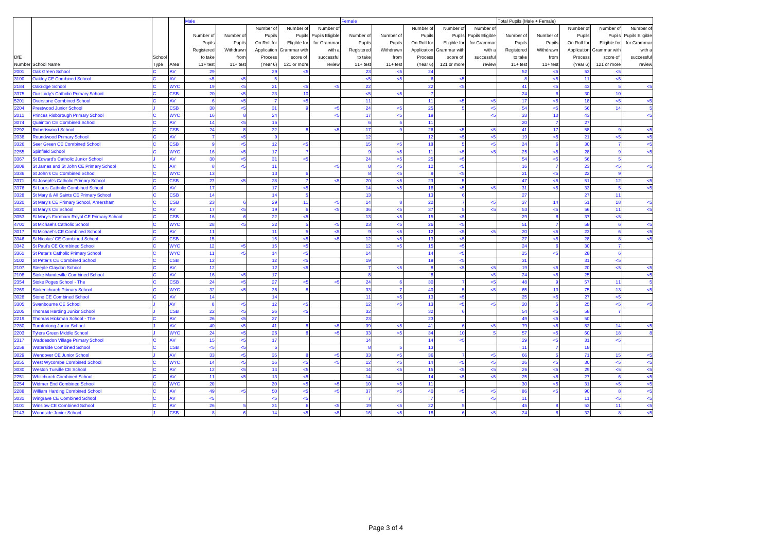| DfE Number | School Name | School Type | Area | Male: Number of Pupils Registered to take 11+ test | Male: Number of Pupils Withdrawn from 11+ test | Male: Number of Pupils On Roll for Application Process (Year 6) | Male: Number of Pupils Eligible for Grammar with score of 121 or more | Male: Number of Pupils Eligible for Grammar with a successful review | Female: Number of Pupils Registered to take 11+ test | Female: Number of Pupils Withdrawn from 11+ test | Female: Number of Pupils On Roll for Application Process (Year 6) | Female: Number of Pupils Eligible for Grammar with score of 121 or more | Female: Number of Pupils Eligible for Grammar with a successful review | Total: Number of Pupils Registered to take 11+ test | Total: Number of Pupils Withdrawn from 11+ test | Total: Number of Pupils On Roll for Application Process (Year 6) | Total: Number of Pupils Eligible for Grammar with score of 121 or more | Total: Number of Pupils Eligible for Grammar with a successful review |
|---|---|---|---|---|---|---|---|---|---|---|---|---|---|---|---|---|---|---|
| 2001 | Oak Green School | C | AV | 29 | | 29 | <5 | | 23 | <5 | 24 | | | 52 | <5 | 53 | <5 | |
| 3100 | Oakley CE Combined School | C | AV | <5 | <5 | 5 | | | <5 | <5 | 6 | <5 | | 8 | <5 | 11 | <5 | |
| 2184 | Oakridge School | C | WYC | 19 | <5 | 21 | <5 | <5 | 22 | | 22 | <5 | | 41 | <5 | 43 | 5 | <5 |
| 3375 | Our Lady's Catholic Primary School | C | CSB | 20 | <5 | 23 | 10 | | <5 | <5 | 7 | | | 24 | 6 | 30 | 10 | |
| 5201 | Overstone Combined School | C | AV | 6 | <5 | 7 | <5 | | 11 | | 11 | <5 | <5 | 17 | <5 | 18 | <5 | <5 |
| 2204 | Prestwood Junior School | J | CSB | 30 | <5 | 31 | 9 | <5 | 24 | <5 | 25 | 5 | <5 | 54 | <5 | 56 | 14 | 5 |
| 2011 | Princes Risborough Primary School | C | WYC | 16 | 8 | 24 | | <5 | 17 | <5 | 19 | | <5 | 33 | 10 | 43 | | <5 |
| 3074 | Quainton CE Combined School | C | AV | 14 | <5 | 16 | | | 6 | 5 | 11 | | | 20 | 7 | 27 | | |
| 2292 | Robertswood School | C | CSB | 24 | 8 | 32 | 8 | <5 | 17 | 9 | 26 | <5 | <5 | 41 | 17 | 58 | 9 | <5 |
| 2038 | Roundwood Primary School | C | AV | 7 | <5 | 9 | | | 12 | | 12 | <5 | <5 | 19 | <5 | 21 | <5 | <5 |
| 3326 | Seer Green CE Combined School | C | CSB | 9 | <5 | 12 | <5 | | 15 | <5 | 18 | 5 | <5 | 24 | 6 | 30 | 7 | <5 |
| 2255 | Spinfield School | C | WYC | 16 | <5 | 17 | 7 | | 9 | <5 | 11 | <5 | <5 | 25 | <5 | 28 | 9 | <5 |
| 3367 | St Edward's Catholic Junior School | J | AV | 30 | <5 | 31 | <5 | | 24 | <5 | 25 | <5 | | 54 | <5 | 56 | 5 | |
| 3008 | St James and St John CE Primary School | C | AV | 8 | <5 | 11 | | <5 | 8 | <5 | 12 | <5 | | 16 | 7 | 23 | <5 | <5 |
| 3336 | St John's CE Combined School | C | WYC | 13 | | 13 | 6 | | 8 | <5 | 9 | <5 | | 21 | <5 | 22 | 9 | |
| 3371 | St Joseph's Catholic Primary School | C | CSB | 27 | <5 | 28 | 7 | <5 | 20 | <5 | 23 | 5 | | 47 | <5 | 51 | 12 | <5 |
| 3376 | St Louis Catholic Combined School | C | AV | 17 | | 17 | <5 | | 14 | <5 | 16 | <5 | <5 | 31 | <5 | 33 | 5 | <5 |
| 3328 | St Mary & All Saints CE Primary School | C | CSB | 14 | | 14 | 5 | | 13 | | 13 | 6 | | 27 | | 27 | 11 | |
| 3320 | St Mary's CE Primary School, Amersham | C | CSB | 23 | 6 | 29 | 11 | <5 | 14 | 8 | 22 | 7 | <5 | 37 | 14 | 51 | 18 | <5 |
| 3020 | St Mary's CE School | C | AV | 17 | <5 | 19 | 6 | <5 | 36 | <5 | 37 | 5 | <5 | 53 | <5 | 56 | 11 | <5 |
| 3053 | St Mary's Farnham Royal CE Primary School | C | CSB | 16 | 6 | 22 | <5 | | 13 | <5 | 15 | <5 | | 29 | 8 | 37 | <5 | |
| 4701 | St Michael's Catholic School | C | WYC | 28 | <5 | 32 | 5 | <5 | 23 | <5 | 26 | <5 | | 51 | 7 | 58 | 6 | <5 |
| 3017 | St Michael's CE Combined School | C | AV | 11 | | 11 | 5 | <5 | 9 | <5 | 12 | <5 | <5 | 20 | <5 | 23 | 6 | <5 |
| 3346 | St Nicolas' CE Combined School | C | CSB | 15 | | 15 | <5 | <5 | 12 | <5 | 13 | <5 | | 27 | <5 | 28 | 8 | <5 |
| 3342 | St Paul's CE Combined School | C | WYC | 12 | <5 | 15 | <5 | | 12 | <5 | 15 | <5 | | 24 | 6 | 30 | 7 | |
| 3361 | St Peter's Catholic Primary School | C | WYC | 11 | <5 | 14 | <5 | | 14 | | 14 | <5 | | 25 | <5 | 28 | 6 | |
| 3102 | St Peter's CE Combined School | C | CSB | 12 | | 12 | <5 | | 19 | | 19 | <5 | | 31 | | 31 | <5 | |
| 2107 | Steeple Claydon School | C | AV | 12 | | 12 | <5 | | 7 | <5 | 8 | <5 | <5 | 19 | <5 | 20 | <5 | <5 |
| 2108 | Stoke Mandeville Combined School | C | AV | 16 | <5 | 17 | | | 8 | | 8 | | <5 | 24 | <5 | 25 | | <5 |
| 2354 | Stoke Poges School - The | C | CSB | 24 | <5 | 27 | <5 | <5 | 24 | 6 | 30 | 7 | <5 | 48 | 9 | 57 | 11 | 5 |
| 2269 | Stokenchurch Primary School | C | WYC | 32 | <5 | 35 | 8 | | 33 | 7 | 40 | 5 | <5 | 65 | 10 | 75 | 13 | <5 |
| 3028 | Stone CE Combined School | C | AV | 14 | | 14 | | | 11 | <5 | 13 | <5 | | 25 | <5 | 27 | <5 | |
| 3305 | Swanbourne CE School | J | AV | 8 | <5 | 12 | <5 | | 12 | <5 | 13 | <5 | <5 | 20 | 5 | 25 | <5 | <5 |
| 2205 | Thomas Harding Junior School | J | CSB | 22 | <5 | 26 | <5 | | 32 | | 32 | 6 | | 54 | <5 | 58 | 7 | |
| 2219 | Thomas Hickman School - The | C | AV | 26 | <5 | 27 | | | 23 | | 23 | | | 49 | <5 | 50 | | |
| 2280 | Turnfurlong Junior School | J | AV | 40 | <5 | 41 | 8 | <5 | 39 | <5 | 41 | 6 | <5 | 79 | <5 | 82 | 14 | <5 |
| 2203 | Tylers Green Middle School | J | WYC | 24 | <5 | 26 | 8 | <5 | 33 | <5 | 34 | 10 | 5 | 57 | <5 | 60 | 18 | 8 |
| 2317 | Waddesdon Village Primary School | C | AV | 15 | <5 | 17 | | | 14 | | 14 | <5 | | 29 | <5 | 31 | <5 | |
| 2258 | Waterside Combined School | C | CSB | <5 | <5 | 5 | | | 8 | 5 | 13 | | | 11 | 7 | 18 | | |
| 3029 | Wendover CE Junior School | J | AV | 33 | <5 | 35 | 8 | <5 | 33 | <5 | 36 | 7 | <5 | 66 | 5 | 71 | 15 | <5 |
| 2055 | West Wycombe Combined School | C | WYC | 14 | <5 | 16 | <5 | <5 | 12 | <5 | 14 | <5 | <5 | 26 | <5 | 30 | <5 | <5 |
| 3030 | Weston Turville CE School | C | AV | 12 | <5 | 14 | <5 | | 14 | <5 | 15 | <5 | <5 | 26 | <5 | 29 | <5 | <5 |
| 2251 | Whitchurch Combined School | C | AV | 11 | <5 | 13 | <5 | | 14 | | 14 | <5 | <5 | 25 | <5 | 27 | 6 | <5 |
| 2254 | Widmer End Combined School | C | WYC | 20 | | 20 | <5 | <5 | 10 | <5 | 11 | | | 30 | <5 | 31 | <5 | <5 |
| 2288 | William Harding Combined School | C | AV | 49 | <5 | 50 | <5 | <5 | 37 | <5 | 40 | <5 | <5 | 86 | <5 | 90 | 8 | <5 |
| 3031 | Wingrave CE Combined School | C | AV | <5 | | <5 | <5 | | 7 | | 7 | | <5 | 11 | | 11 | <5 | <5 |
| 3101 | Winslow CE Combined School | C | AV | 26 | 5 | 31 | 6 | <5 | 19 | <5 | 22 | 5 | | 45 | 8 | 53 | 11 | <5 |
| 2143 | Woodside Junior School | J | CSB | 8 | 6 | 14 | <5 | <5 | 16 | <5 | 18 | 6 | <5 | 24 | 8 | 32 | 8 | <5 |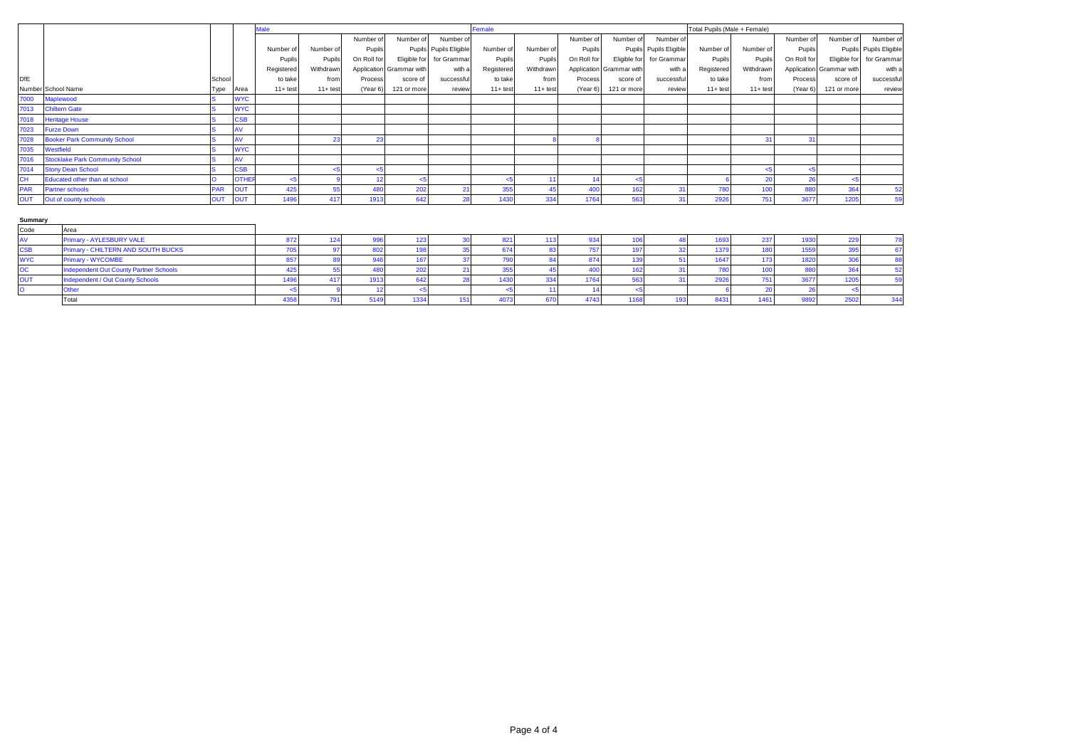| DfE Number | School Name | School Type | Area | Male | | | | | Female | | | | | Total Pupils (Male + Female) | | | | |
|---|---|---|---|---|---|---|---|---|---|---|---|---|---|---|---|---|---|---|
| | | | | Number of Pupils Registered to take 11+ test | Number of Pupils Withdrawn from 11+ test | Number of Pupils On Roll for Application Process (Year 6) | Number of Pupils Eligible for Grammar with score of 121 or more | Number of Pupils Eligible for Grammar with a successful review | Number of Pupils Registered to take 11+ test | Number of Pupils Withdrawn from 11+ test | Number of Pupils On Roll for Application Process (Year 6) | Number of Pupils Eligible for Grammar with score of 121 or more | Number of Pupils Eligible for Grammar with a successful review | Number of Pupils Registered to take 11+ test | Number of Pupils Withdrawn from 11+ test | Number of Pupils On Roll for Application Process (Year 6) | Number of Pupils Eligible for Grammar with score of 121 or more | Number of Pupils Eligible for Grammar with a successful review |
| 7000 | Maplewood | S | WYC | | | | | | | | | | | | | | | |
| 7013 | Chiltern Gate | S | WYC | | | | | | | | | | | | | | | |
| 7018 | Heritage House | S | CSB | | | | | | | | | | | | | | | |
| 7023 | Furze Down | S | AV | | | | | | | | | | | | | | | |
| 7028 | Booker Park Community School | S | AV | | 23 | 23 | | | | 8 | 8 | | | | 31 | 31 | | |
| 7035 | Westfield | S | WYC | | | | | | | | | | | | | | | |
| 7016 | Stocklake Park Community School | S | AV | | | | | | | | | | | | | | | |
| 7014 | Stony Dean School | S | CSB | | <5 | <5 | | | | | | | | | <5 | <5 | | |
| CH | Educated other than at school | O | OTHER | <5 | 9 | 12 | <5 | | <5 | 11 | 14 | <5 | | 6 | 20 | 26 | <5 | |
| PAR | Partner schools | PAR | OUT | 425 | 55 | 480 | 202 | 21 | 355 | 45 | 400 | 162 | 31 | 780 | 100 | 880 | 364 | 52 |
| OUT | Out of county schools | OUT | OUT | 1496 | 417 | 1913 | 642 | 28 | 1430 | 334 | 1764 | 563 | 31 | 2926 | 751 | 3677 | 1205 | 59 |

**Summary**

| Code | Area | Male Registered | Male Withdrawn | Male On Roll | Male Eligible 121+ | Male Eligible review | Female Registered | Female Withdrawn | Female On Roll | Female Eligible 121+ | Female Eligible review | Total Registered | Total Withdrawn | Total On Roll | Total Eligible 121+ | Total Eligible review |
|---|---|---|---|---|---|---|---|---|---|---|---|---|---|---|---|---|
| AV | Primary - AYLESBURY VALE | 872 | 124 | 996 | 123 | 30 | 821 | 113 | 934 | 106 | 48 | 1693 | 237 | 1930 | 229 | 78 |
| CSB | Primary - CHILTERN AND SOUTH BUCKS | 705 | 97 | 802 | 198 | 35 | 674 | 83 | 757 | 197 | 32 | 1379 | 180 | 1559 | 395 | 67 |
| WYC | Primary - WYCOMBE | 857 | 89 | 946 | 167 | 37 | 790 | 84 | 874 | 139 | 51 | 1647 | 173 | 1820 | 306 | 88 |
| OC | Independent Out County Partner Schools | 425 | 55 | 480 | 202 | 21 | 355 | 45 | 400 | 162 | 31 | 780 | 100 | 880 | 364 | 52 |
| OUT | Independent / Out County Schools | 1496 | 417 | 1913 | 642 | 28 | 1430 | 334 | 1764 | 563 | 31 | 2926 | 751 | 3677 | 1205 | 59 |
| O | Other | <5 | 9 | 12 | <5 | | <5 | 11 | 14 | <5 | | 6 | 20 | 26 | <5 | |
| | Total | 4358 | 791 | 5149 | 1334 | 151 | 4073 | 670 | 4743 | 1168 | 193 | 8431 | 1461 | 9892 | 2502 | 344 |